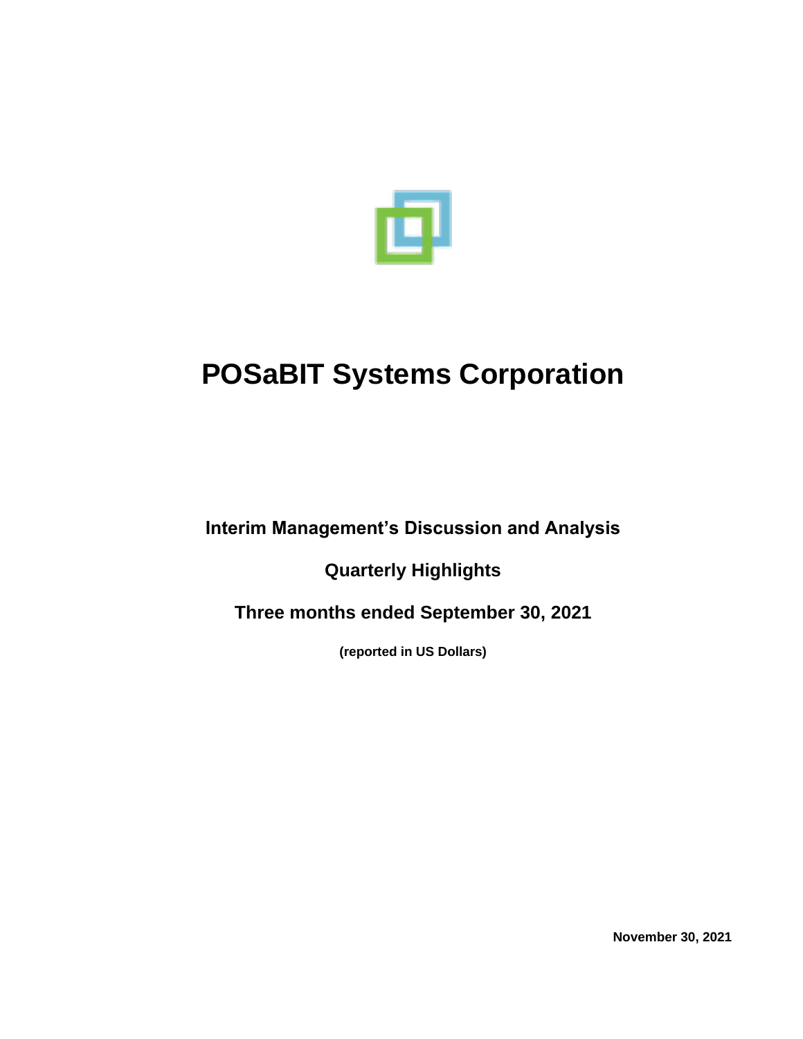# POSaBIT Systems Corporation

## Interim Management's Discussion and Analysis

## Quarterly Highlights

## Three months ended September 30, 2021

**(reported in US Dollars)**

**November 30, 2021**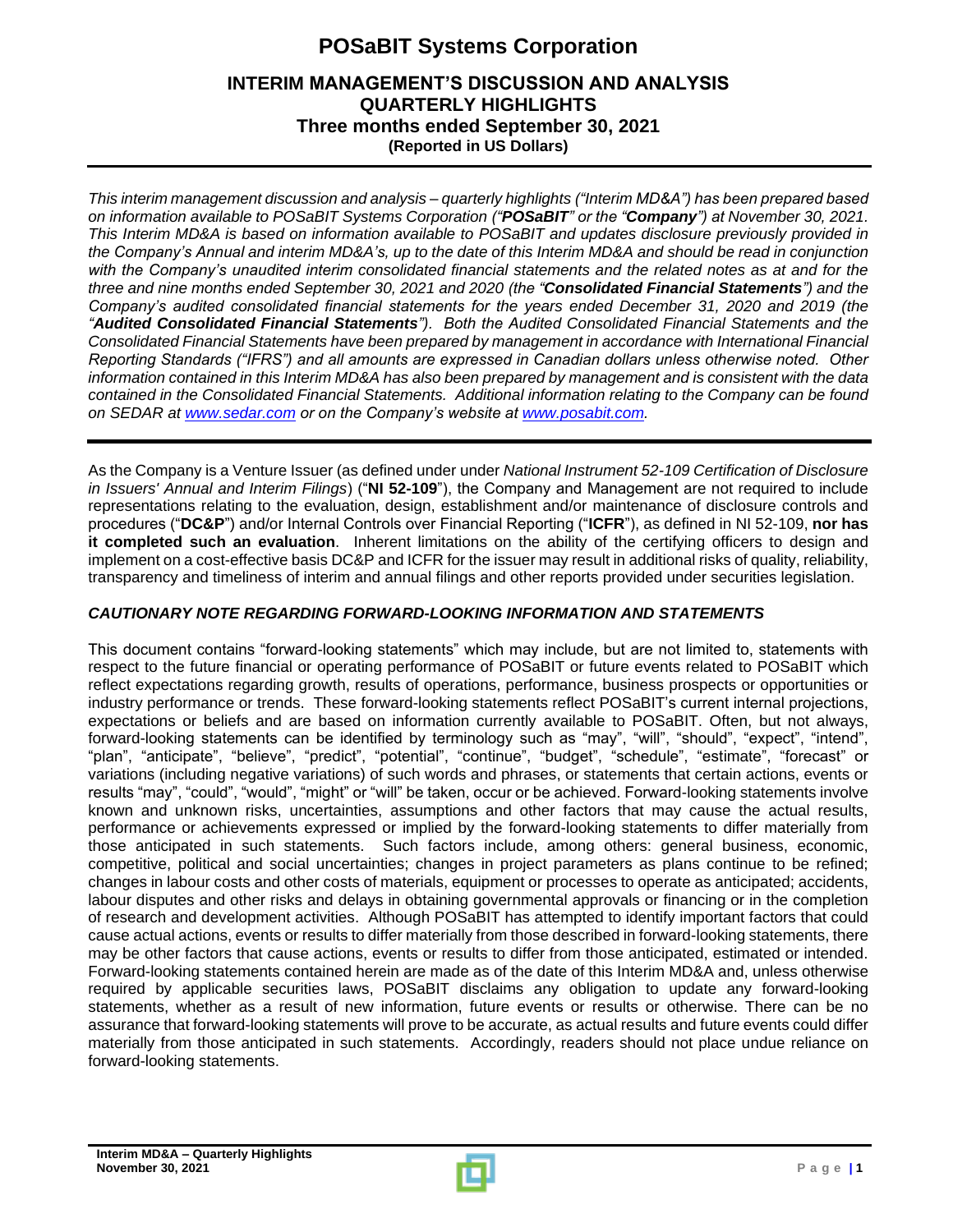# POSaBIT Systems Corporation

## INTERIM MANAGEMENT'S DISCUSSION AND ANALYSIS
## QUARTERLY HIGHLIGHTS
## Three months ended September 30, 2021
### (Reported in US Dollars)

---

*This interim management discussion and analysis – quarterly highlights ("Interim MD&A") has been prepared based on information available to POSaBIT Systems Corporation ("**POSaBIT**" or the "**Company**") at November 30, 2021. This Interim MD&A is based on information available to POSaBIT and updates disclosure previously provided in the Company's Annual and interim MD&A's, up to the date of this Interim MD&A and should be read in conjunction with the Company's unaudited interim consolidated financial statements and the related notes as at and for the three and nine months ended September 30, 2021 and 2020 (the "**Consolidated Financial Statements**") and the Company's audited consolidated financial statements for the years ended December 31, 2020 and 2019 (the "**Audited Consolidated Financial Statements**"). Both the Audited Consolidated Financial Statements and the Consolidated Financial Statements have been prepared by management in accordance with International Financial Reporting Standards ("IFRS") and all amounts are expressed in Canadian dollars unless otherwise noted. Other information contained in this Interim MD&A has also been prepared by management and is consistent with the data contained in the Consolidated Financial Statements. Additional information relating to the Company can be found on SEDAR at [www.sedar.com](http://www.sedar.com) or on the Company's website at [www.posabit.com](http://www.posabit.com).*

---

As the Company is a Venture Issuer (as defined under under *National Instrument 52-109 Certification of Disclosure in Issuers' Annual and Interim Filings*) ("**NI 52-109**"), the Company and Management are not required to include representations relating to the evaluation, design, establishment and/or maintenance of disclosure controls and procedures ("**DC&P**") and/or Internal Controls over Financial Reporting ("**ICFR**"), as defined in NI 52-109, **nor has it completed such an evaluation**. Inherent limitations on the ability of the certifying officers to design and implement on a cost-effective basis DC&P and ICFR for the issuer may result in additional risks of quality, reliability, transparency and timeliness of interim and annual filings and other reports provided under securities legislation.

### *CAUTIONARY NOTE REGARDING FORWARD-LOOKING INFORMATION AND STATEMENTS*

This document contains "forward-looking statements" which may include, but are not limited to, statements with respect to the future financial or operating performance of POSaBIT or future events related to POSaBIT which reflect expectations regarding growth, results of operations, performance, business prospects or opportunities or industry performance or trends. These forward-looking statements reflect POSaBIT's current internal projections, expectations or beliefs and are based on information currently available to POSaBIT. Often, but not always, forward-looking statements can be identified by terminology such as "may", "will", "should", "expect", "intend", "plan", "anticipate", "believe", "predict", "potential", "continue", "budget", "schedule", "estimate", "forecast" or variations (including negative variations) of such words and phrases, or statements that certain actions, events or results "may", "could", "would", "might" or "will" be taken, occur or be achieved. Forward-looking statements involve known and unknown risks, uncertainties, assumptions and other factors that may cause the actual results, performance or achievements expressed or implied by the forward-looking statements to differ materially from those anticipated in such statements. Such factors include, among others: general business, economic, competitive, political and social uncertainties; changes in project parameters as plans continue to be refined; changes in labour costs and other costs of materials, equipment or processes to operate as anticipated; accidents, labour disputes and other risks and delays in obtaining governmental approvals or financing or in the completion of research and development activities. Although POSaBIT has attempted to identify important factors that could cause actual actions, events or results to differ materially from those described in forward-looking statements, there may be other factors that cause actions, events or results to differ from those anticipated, estimated or intended. Forward-looking statements contained herein are made as of the date of this Interim MD&A and, unless otherwise required by applicable securities laws, POSaBIT disclaims any obligation to update any forward-looking statements, whether as a result of new information, future events or results or otherwise. There can be no assurance that forward-looking statements will prove to be accurate, as actual results and future events could differ materially from those anticipated in such statements. Accordingly, readers should not place undue reliance on forward-looking statements.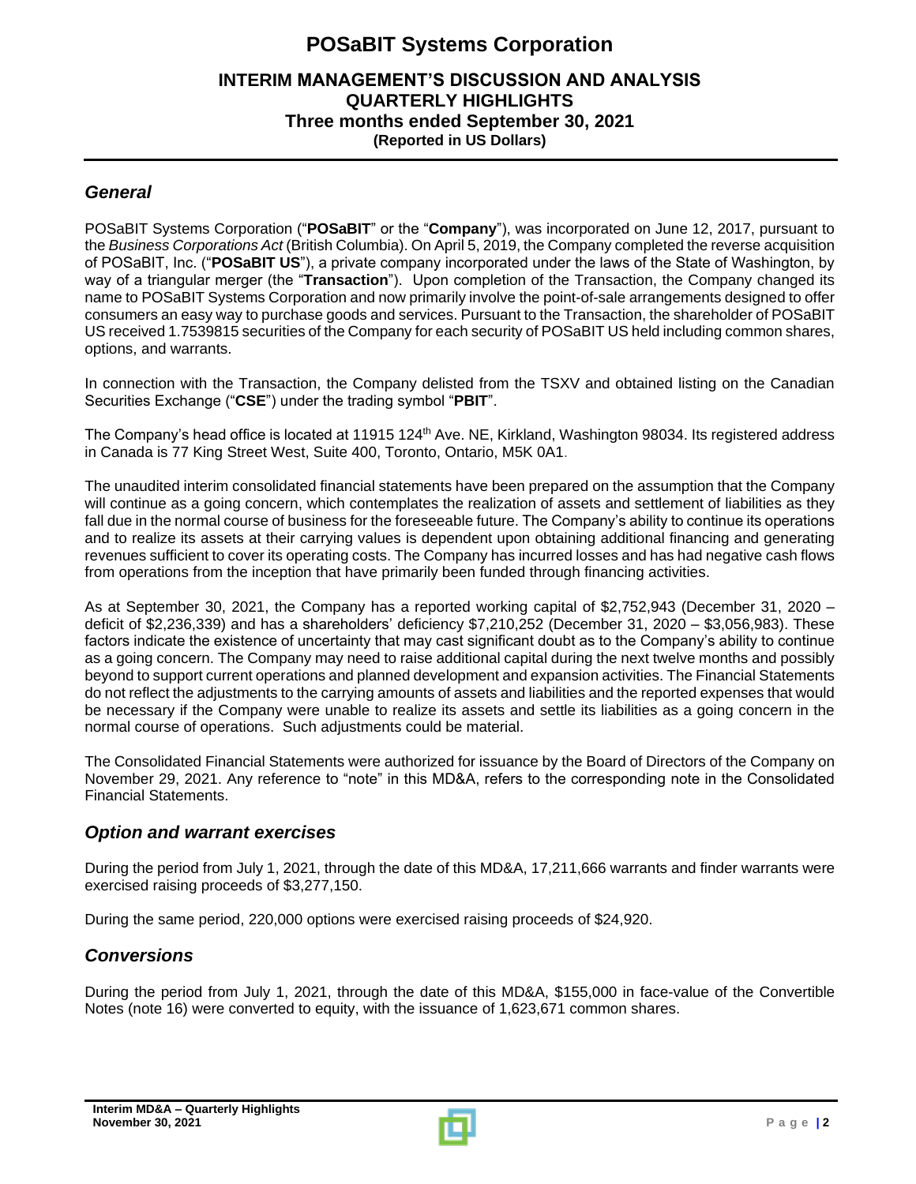# POSaBIT Systems Corporation

## INTERIM MANAGEMENT'S DISCUSSION AND ANALYSIS
## QUARTERLY HIGHLIGHTS
## Three months ended September 30, 2021
**(Reported in US Dollars)**

### *General*

POSaBIT Systems Corporation ("**POSaBIT**" or the "**Company**"), was incorporated on June 12, 2017, pursuant to the *Business Corporations Act* (British Columbia). On April 5, 2019, the Company completed the reverse acquisition of POSaBIT, Inc. ("**POSaBIT US**"), a private company incorporated under the laws of the State of Washington, by way of a triangular merger (the "**Transaction**"). Upon completion of the Transaction, the Company changed its name to POSaBIT Systems Corporation and now primarily involve the point-of-sale arrangements designed to offer consumers an easy way to purchase goods and services. Pursuant to the Transaction, the shareholder of POSaBIT US received 1.7539815 securities of the Company for each security of POSaBIT US held including common shares, options, and warrants.

In connection with the Transaction, the Company delisted from the TSXV and obtained listing on the Canadian Securities Exchange ("**CSE**") under the trading symbol "**PBIT**".

The Company's head office is located at 11915 124th Ave. NE, Kirkland, Washington 98034. Its registered address in Canada is 77 King Street West, Suite 400, Toronto, Ontario, M5K 0A1.

The unaudited interim consolidated financial statements have been prepared on the assumption that the Company will continue as a going concern, which contemplates the realization of assets and settlement of liabilities as they fall due in the normal course of business for the foreseeable future. The Company's ability to continue its operations and to realize its assets at their carrying values is dependent upon obtaining additional financing and generating revenues sufficient to cover its operating costs. The Company has incurred losses and has had negative cash flows from operations from the inception that have primarily been funded through financing activities.

As at September 30, 2021, the Company has a reported working capital of $2,752,943 (December 31, 2020 – deficit of $2,236,339) and has a shareholders' deficiency $7,210,252 (December 31, 2020 – $3,056,983). These factors indicate the existence of uncertainty that may cast significant doubt as to the Company's ability to continue as a going concern. The Company may need to raise additional capital during the next twelve months and possibly beyond to support current operations and planned development and expansion activities. The Financial Statements do not reflect the adjustments to the carrying amounts of assets and liabilities and the reported expenses that would be necessary if the Company were unable to realize its assets and settle its liabilities as a going concern in the normal course of operations. Such adjustments could be material.

The Consolidated Financial Statements were authorized for issuance by the Board of Directors of the Company on November 29, 2021. Any reference to "note" in this MD&A, refers to the corresponding note in the Consolidated Financial Statements.

### *Option and warrant exercises*

During the period from July 1, 2021, through the date of this MD&A, 17,211,666 warrants and finder warrants were exercised raising proceeds of $3,277,150.

During the same period, 220,000 options were exercised raising proceeds of $24,920.

### *Conversions*

During the period from July 1, 2021, through the date of this MD&A, $155,000 in face-value of the Convertible Notes (note 16) were converted to equity, with the issuance of 1,623,671 common shares.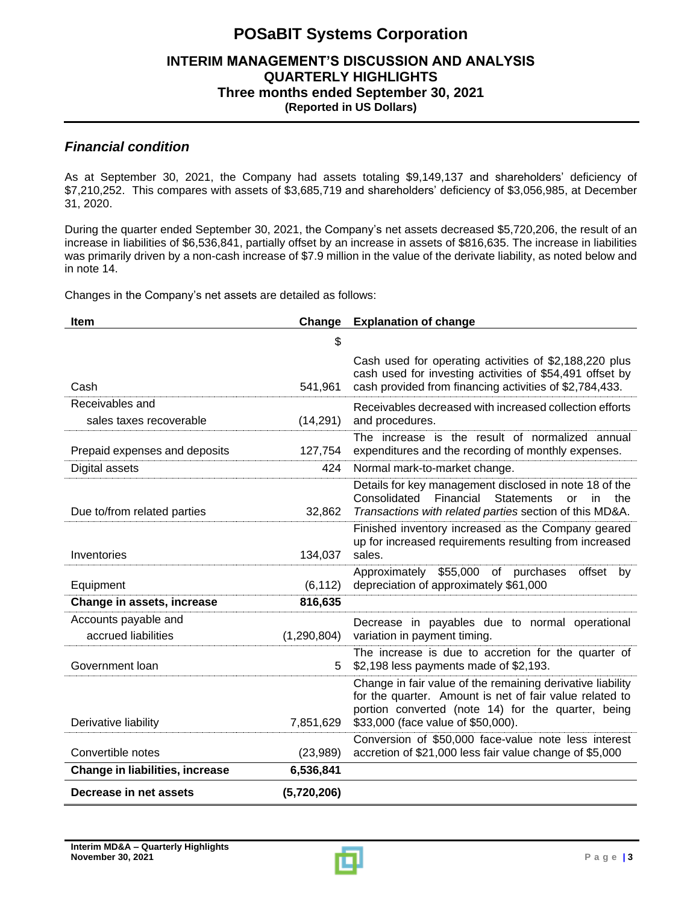## *Financial condition*

As at September 30, 2021, the Company had assets totaling $9,149,137 and shareholders' deficiency of $7,210,252. This compares with assets of $3,685,719 and shareholders' deficiency of $3,056,985, at December 31, 2020.

During the quarter ended September 30, 2021, the Company's net assets decreased $5,720,206, the result of an increase in liabilities of $6,536,841, partially offset by an increase in assets of $816,635. The increase in liabilities was primarily driven by a non-cash increase of $7.9 million in the value of the derivate liability, as noted below and in note 14.

Changes in the Company's net assets are detailed as follows:

| Item | Change | Explanation of change |
|---|---|---|
| | $ | |
| Cash | 541,961 | Cash used for operating activities of $2,188,220 plus cash used for investing activities of $54,491 offset by cash provided from financing activities of $2,784,433. |
| Receivables and sales taxes recoverable | (14,291) | Receivables decreased with increased collection efforts and procedures. |
| Prepaid expenses and deposits | 127,754 | The increase is the result of normalized annual expenditures and the recording of monthly expenses. |
| Digital assets | 424 | Normal mark-to-market change. |
| Due to/from related parties | 32,862 | Details for key management disclosed in note 18 of the Consolidated Financial Statements or in the *Transactions with related parties* section of this MD&A. |
| Inventories | 134,037 | Finished inventory increased as the Company geared up for increased requirements resulting from increased sales. |
| Equipment | (6,112) | Approximately $55,000 of purchases offset by depreciation of approximately $61,000 |
| **Change in assets, increase** | **816,635** | |
| Accounts payable and accrued liabilities | (1,290,804) | Decrease in payables due to normal operational variation in payment timing. |
| Government loan | 5 | The increase is due to accretion for the quarter of $2,198 less payments made of $2,193. |
| Derivative liability | 7,851,629 | Change in fair value of the remaining derivative liability for the quarter. Amount is net of fair value related to portion converted (note 14) for the quarter, being $33,000 (face value of $50,000). |
| Convertible notes | (23,989) | Conversion of $50,000 face-value note less interest accretion of $21,000 less fair value change of $5,000 |
| **Change in liabilities, increase** | **6,536,841** | |
| **Decrease in net assets** | **(5,720,206)** | |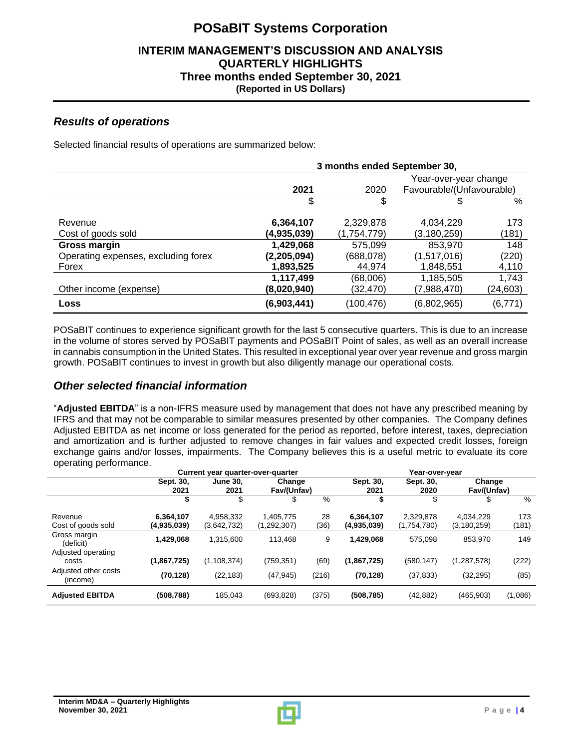## *Results of operations*

Selected financial results of operations are summarized below:

| | 3 months ended September 30, | | | |
|---|---|---|---|---|
| | | | Year-over-year change Favourable/(Unfavourable) | |
| | **2021** | 2020 | | |
| | $ | $ | $ | % |
| Revenue | **6,364,107** | 2,329,878 | 4,034,229 | 173 |
| Cost of goods sold | **(4,935,039)** | (1,754,779) | (3,180,259) | (181) |
| **Gross margin** | **1,429,068** | 575,099 | 853,970 | 148 |
| Operating expenses, excluding forex | **(2,205,094)** | (688,078) | (1,517,016) | (220) |
| Forex | **1,893,525** | 44,974 | 1,848,551 | 4,110 |
| | **1,117,499** | (68,006) | 1,185,505 | 1,743 |
| Other income (expense) | **(8,020,940)** | (32,470) | (7,988,470) | (24,603) |
| **Loss** | **(6,903,441)** | (100,476) | (6,802,965) | (6,771) |

POSaBIT continues to experience significant growth for the last 5 consecutive quarters. This is due to an increase in the volume of stores served by POSaBIT payments and POSaBIT Point of sales, as well as an overall increase in cannabis consumption in the United States. This resulted in exceptional year over year revenue and gross margin growth. POSaBIT continues to invest in growth but also diligently manage our operational costs.

## *Other selected financial information*

"**Adjusted EBITDA**" is a non-IFRS measure used by management that does not have any prescribed meaning by IFRS and that may not be comparable to similar measures presented by other companies. The Company defines Adjusted EBITDA as net income or loss generated for the period as reported, before interest, taxes, depreciation and amortization and is further adjusted to remove changes in fair values and expected credit losses, foreign exchange gains and/or losses, impairments. The Company believes this is a useful metric to evaluate its core operating performance.

| | **Current year quarter-over-quarter** | | | | **Year-over-year** | | | |
|---|---|---|---|---|---|---|---|---|
| | **Sept. 30, 2021** | **June 30, 2021** | **Change Fav/(Unfav)** | | **Sept. 30, 2021** | **Sept. 30, 2020** | **Change Fav/(Unfav)** | |
| | **$** | $ | $ | % | **$** | $ | $ | % |
| Revenue | **6,364,107** | 4,958,332 | 1,405,775 | 28 | **6,364,107** | 2,329,878 | 4,034,229 | 173 |
| Cost of goods sold | **(4,935,039)** | (3,642,732) | (1,292,307) | (36) | **(4,935,039)** | (1,754,780) | (3,180,259) | (181) |
| Gross margin (deficit) | **1,429,068** | 1,315,600 | 113,468 | 9 | **1,429,068** | 575,098 | 853,970 | 149 |
| Adjusted operating costs | **(1,867,725)** | (1,108,374) | (759,351) | (69) | **(1,867,725)** | (580,147) | (1,287,578) | (222) |
| Adjusted other costs (income) | **(70,128)** | (22,183) | (47,945) | (216) | **(70,128)** | (37,833) | (32,295) | (85) |
| **Adjusted EBITDA** | **(508,788)** | 185,043 | (693,828) | (375) | **(508,785)** | (42,882) | (465,903) | (1,086) |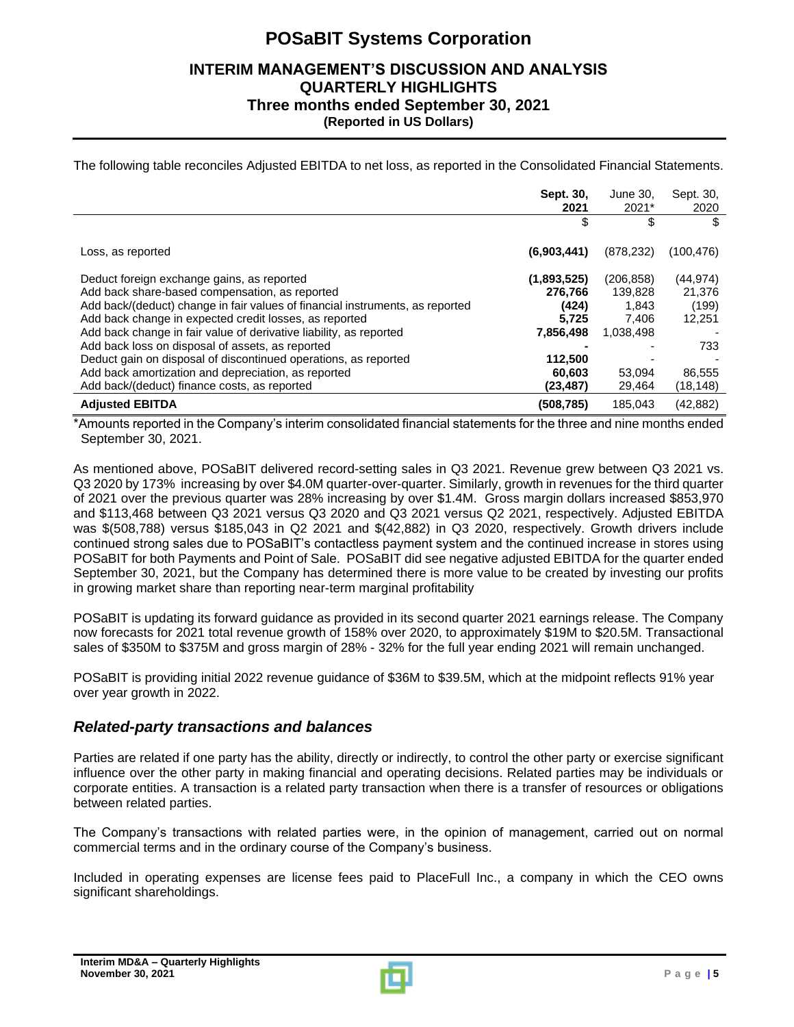The following table reconciles Adjusted EBITDA to net loss, as reported in the Consolidated Financial Statements.

| | **Sept. 30, 2021** | June 30, 2021* | Sept. 30, 2020 |
|---|---|---|---|
| | $ | $ | $ |
| Loss, as reported | **(6,903,441)** | (878,232) | (100,476) |
| Deduct foreign exchange gains, as reported | **(1,893,525)** | (206,858) | (44,974) |
| Add back share-based compensation, as reported | **276,766** | 139,828 | 21,376 |
| Add back/(deduct) change in fair values of financial instruments, as reported | **(424)** | 1,843 | (199) |
| Add back change in expected credit losses, as reported | **5,725** | 7,406 | 12,251 |
| Add back change in fair value of derivative liability, as reported | **7,856,498** | 1,038,498 | - |
| Add back loss on disposal of assets, as reported | **-** | - | 733 |
| Deduct gain on disposal of discontinued operations, as reported | **112,500** | - | - |
| Add back amortization and depreciation, as reported | **60,603** | 53,094 | 86,555 |
| Add back/(deduct) finance costs, as reported | **(23,487)** | 29,464 | (18,148) |
| **Adjusted EBITDA** | **(508,785)** | 185,043 | (42,882) |

*Amounts reported in the Company's interim consolidated financial statements for the three and nine months ended September 30, 2021.

As mentioned above, POSaBIT delivered record-setting sales in Q3 2021. Revenue grew between Q3 2021 vs. Q3 2020 by 173% increasing by over $4.0M quarter-over-quarter. Similarly, growth in revenues for the third quarter of 2021 over the previous quarter was 28% increasing by over $1.4M. Gross margin dollars increased $853,970 and $113,468 between Q3 2021 versus Q3 2020 and Q3 2021 versus Q2 2021, respectively. Adjusted EBITDA was $(508,788) versus $185,043 in Q2 2021 and $(42,882) in Q3 2020, respectively. Growth drivers include continued strong sales due to POSaBIT's contactless payment system and the continued increase in stores using POSaBIT for both Payments and Point of Sale. POSaBIT did see negative adjusted EBITDA for the quarter ended September 30, 2021, but the Company has determined there is more value to be created by investing our profits in growing market share than reporting near-term marginal profitability

POSaBIT is updating its forward guidance as provided in its second quarter 2021 earnings release. The Company now forecasts for 2021 total revenue growth of 158% over 2020, to approximately $19M to $20.5M. Transactional sales of $350M to $375M and gross margin of 28% - 32% for the full year ending 2021 will remain unchanged.

POSaBIT is providing initial 2022 revenue guidance of $36M to $39.5M, which at the midpoint reflects 91% year over year growth in 2022.

## *Related-party transactions and balances*

Parties are related if one party has the ability, directly or indirectly, to control the other party or exercise significant influence over the other party in making financial and operating decisions. Related parties may be individuals or corporate entities. A transaction is a related party transaction when there is a transfer of resources or obligations between related parties.

The Company's transactions with related parties were, in the opinion of management, carried out on normal commercial terms and in the ordinary course of the Company's business.

Included in operating expenses are license fees paid to PlaceFull Inc., a company in which the CEO owns significant shareholdings.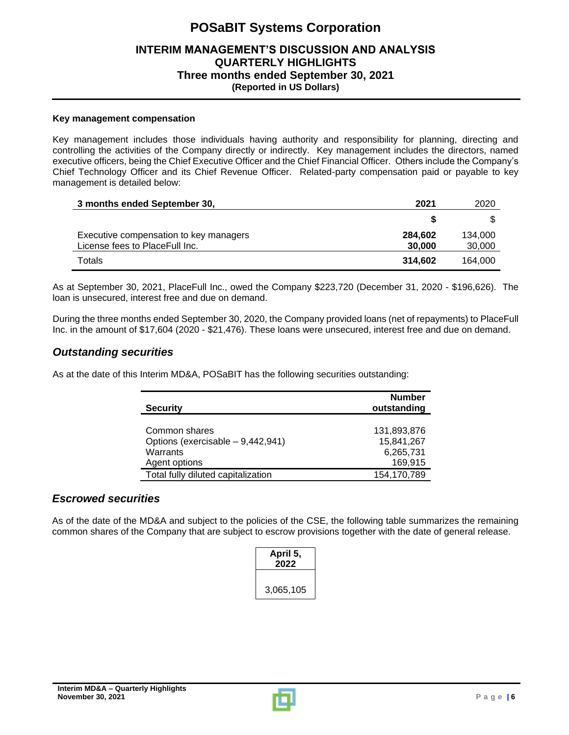#### Key management compensation

Key management includes those individuals having authority and responsibility for planning, directing and controlling the activities of the Company directly or indirectly. Key management includes the directors, named executive officers, being the Chief Executive Officer and the Chief Financial Officer. Others include the Company's Chief Technology Officer and its Chief Revenue Officer. Related-party compensation paid or payable to key management is detailed below:

| 3 months ended September 30, | 2021 | 2020 |
|---|---|---|
| | **$** | $ |
| Executive compensation to key managers | **284,602** | 134,000 |
| License fees to PlaceFull Inc. | **30,000** | 30,000 |
| Totals | **314,602** | 164,000 |

As at September 30, 2021, PlaceFull Inc., owed the Company $223,720 (December 31, 2020 - $196,626). The loan is unsecured, interest free and due on demand.

During the three months ended September 30, 2020, the Company provided loans (net of repayments) to PlaceFull Inc. in the amount of $17,604 (2020 - $21,476). These loans were unsecured, interest free and due on demand.

## *Outstanding securities*

As at the date of this Interim MD&A, POSaBIT has the following securities outstanding:

| Security | Number outstanding |
|---|---|
| Common shares | 131,893,876 |
| Options (exercisable – 9,442,941) | 15,841,267 |
| Warrants | 6,265,731 |
| Agent options | 169,915 |
| Total fully diluted capitalization | 154,170,789 |

## *Escrowed securities*

As of the date of the MD&A and subject to the policies of the CSE, the following table summarizes the remaining common shares of the Company that are subject to escrow provisions together with the date of general release.

| April 5, 2022 |
|---|
| 3,065,105 |